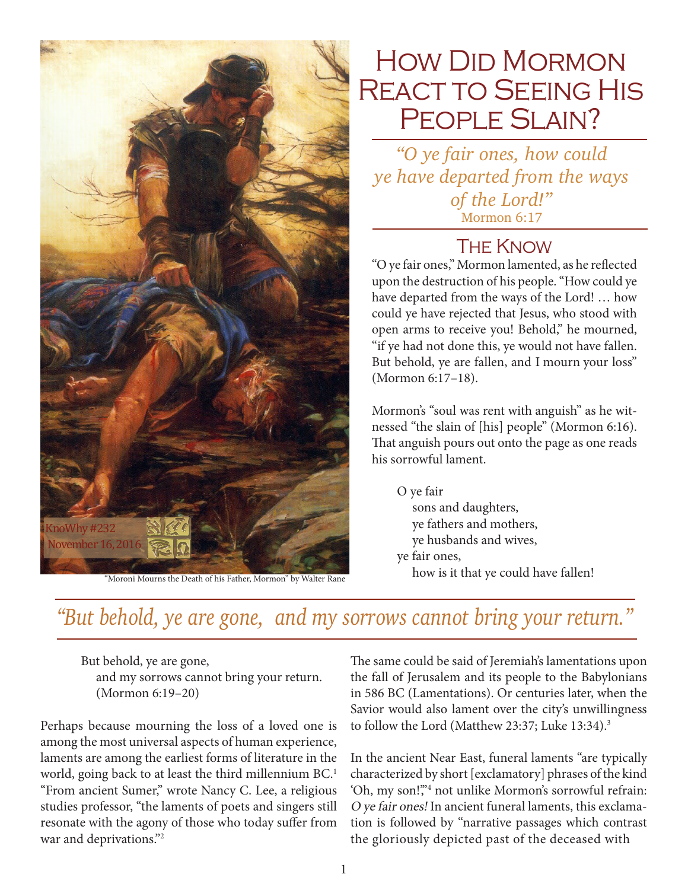KnoWhy #232
November 16, 2016

"Moroni Mourns the Death of his Father, Mormon" by Walter Rane

# How Did Mormon React to Seeing His People Slain?

*"O ye fair ones, how could ye have departed from the ways of the Lord!"*
Mormon 6:17

## The Know

"O ye fair ones," Mormon lamented, as he reflected upon the destruction of his people. "How could ye have departed from the ways of the Lord! … how could ye have rejected that Jesus, who stood with open arms to receive you! Behold," he mourned, "if ye had not done this, ye would not have fallen. But behold, ye are fallen, and I mourn your loss" (Mormon 6:17–18).

Mormon's "soul was rent with anguish" as he witnessed "the slain of [his] people" (Mormon 6:16). That anguish pours out onto the page as one reads his sorrowful lament.

> O ye fair
> sons and daughters,
> ye fathers and mothers,
> ye husbands and wives,
> ye fair ones,
> how is it that ye could have fallen!

*"But behold, ye are gone, and my sorrows cannot bring your return."*

> But behold, ye are gone,
> and my sorrows cannot bring your return.
> (Mormon 6:19–20)

Perhaps because mourning the loss of a loved one is among the most universal aspects of human experience, laments are among the earliest forms of literature in the world, going back to at least the third millennium BC.[1] "From ancient Sumer," wrote Nancy C. Lee, a religious studies professor, "the laments of poets and singers still resonate with the agony of those who today suffer from war and deprivations."[2]

The same could be said of Jeremiah's lamentations upon the fall of Jerusalem and its people to the Babylonians in 586 BC (Lamentations). Or centuries later, when the Savior would also lament over the city's unwillingness to follow the Lord (Matthew 23:37; Luke 13:34).[3]

In the ancient Near East, funeral laments "are typically characterized by short [exclamatory] phrases of the kind 'Oh, my son!'"[4] not unlike Mormon's sorrowful refrain: *O ye fair ones!* In ancient funeral laments, this exclamation is followed by "narrative passages which contrast the gloriously depicted past of the deceased with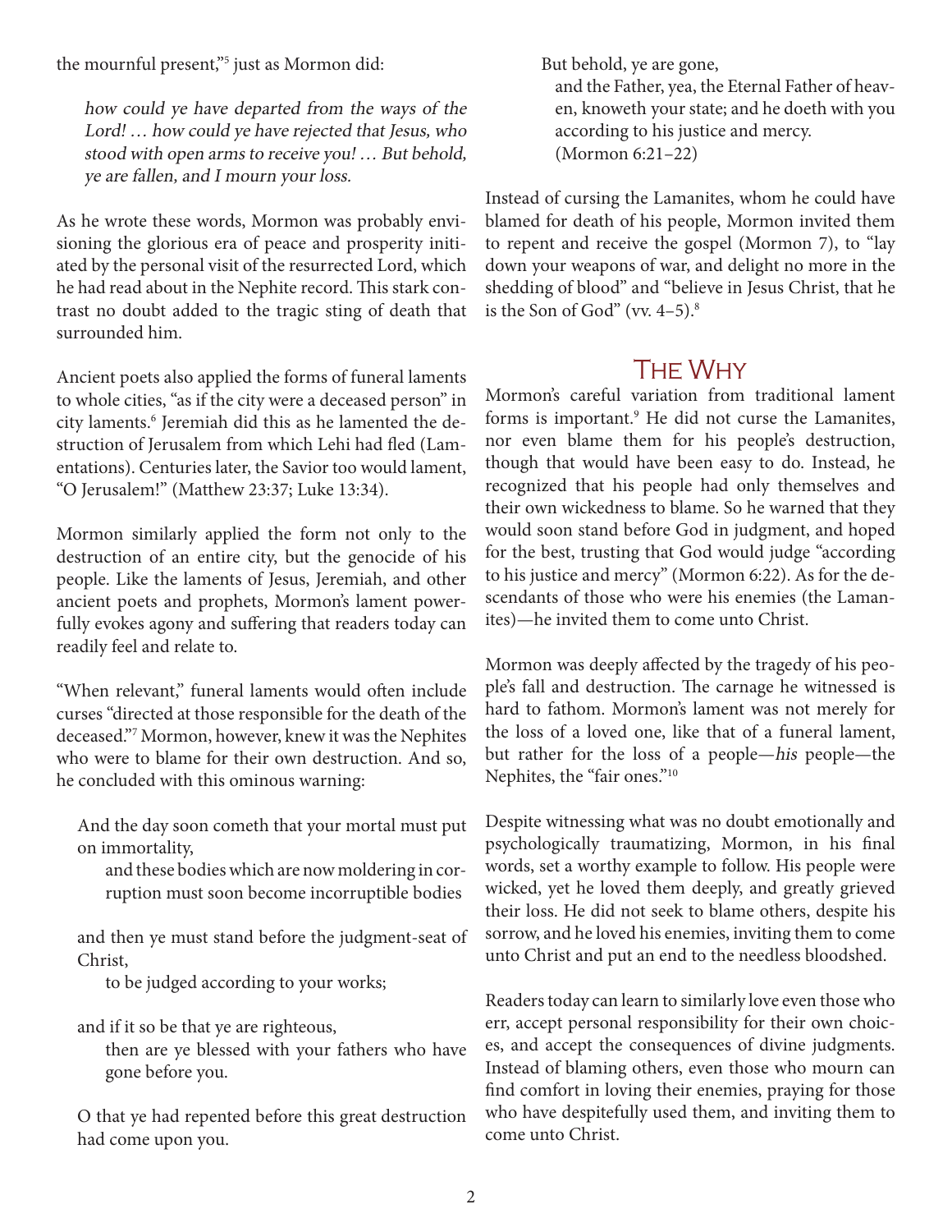the mournful present,"[5] just as Mormon did:

> *how could ye have departed from the ways of the Lord! … how could ye have rejected that Jesus, who stood with open arms to receive you! … But behold, ye are fallen, and I mourn your loss.*

As he wrote these words, Mormon was probably envisioning the glorious era of peace and prosperity initiated by the personal visit of the resurrected Lord, which he had read about in the Nephite record. This stark contrast no doubt added to the tragic sting of death that surrounded him.

Ancient poets also applied the forms of funeral laments to whole cities, "as if the city were a deceased person" in city laments.[6] Jeremiah did this as he lamented the destruction of Jerusalem from which Lehi had fled (Lamentations). Centuries later, the Savior too would lament, "O Jerusalem!" (Matthew 23:37; Luke 13:34).

Mormon similarly applied the form not only to the destruction of an entire city, but the genocide of his people. Like the laments of Jesus, Jeremiah, and other ancient poets and prophets, Mormon's lament powerfully evokes agony and suffering that readers today can readily feel and relate to.

"When relevant," funeral laments would often include curses "directed at those responsible for the death of the deceased."[7] Mormon, however, knew it was the Nephites who were to blame for their own destruction. And so, he concluded with this ominous warning:

> And the day soon cometh that your mortal must put on immortality,
> and these bodies which are now moldering in corruption must soon become incorruptible bodies
>
> and then ye must stand before the judgment-seat of Christ,
> to be judged according to your works;
>
> and if it so be that ye are righteous,
> then are ye blessed with your fathers who have gone before you.
>
> O that ye had repented before this great destruction had come upon you.
>
> But behold, ye are gone,
> and the Father, yea, the Eternal Father of heaven, knoweth your state; and he doeth with you according to his justice and mercy.
> (Mormon 6:21–22)

Instead of cursing the Lamanites, whom he could have blamed for death of his people, Mormon invited them to repent and receive the gospel (Mormon 7), to "lay down your weapons of war, and delight no more in the shedding of blood" and "believe in Jesus Christ, that he is the Son of God" (vv. 4–5).[8]

## The Why

Mormon's careful variation from traditional lament forms is important.[9] He did not curse the Lamanites, nor even blame them for his people's destruction, though that would have been easy to do. Instead, he recognized that his people had only themselves and their own wickedness to blame. So he warned that they would soon stand before God in judgment, and hoped for the best, trusting that God would judge "according to his justice and mercy" (Mormon 6:22). As for the descendants of those who were his enemies (the Lamanites)—he invited them to come unto Christ.

Mormon was deeply affected by the tragedy of his people's fall and destruction. The carnage he witnessed is hard to fathom. Mormon's lament was not merely for the loss of a loved one, like that of a funeral lament, but rather for the loss of a people—*his* people—the Nephites, the "fair ones."[10]

Despite witnessing what was no doubt emotionally and psychologically traumatizing, Mormon, in his final words, set a worthy example to follow. His people were wicked, yet he loved them deeply, and greatly grieved their loss. He did not seek to blame others, despite his sorrow, and he loved his enemies, inviting them to come unto Christ and put an end to the needless bloodshed.

Readers today can learn to similarly love even those who err, accept personal responsibility for their own choices, and accept the consequences of divine judgments. Instead of blaming others, even those who mourn can find comfort in loving their enemies, praying for those who have despitefully used them, and inviting them to come unto Christ.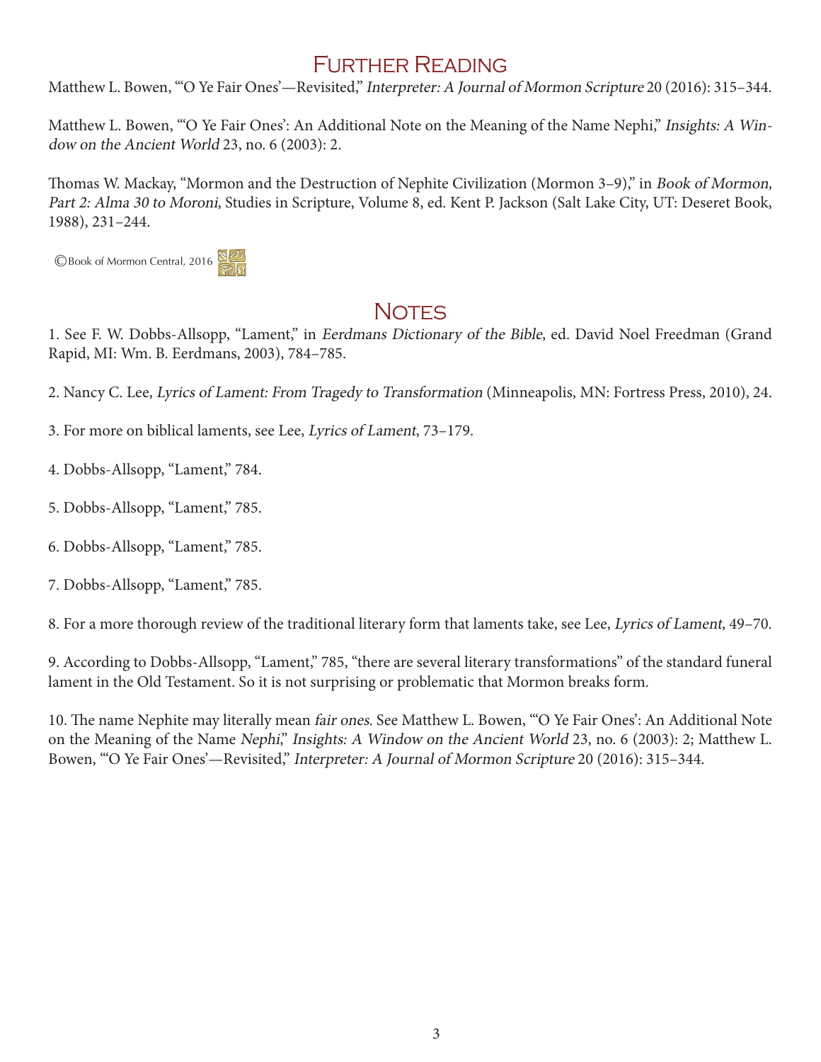## Further Reading

Matthew L. Bowen, "'O Ye Fair Ones'—Revisited," *Interpreter: A Journal of Mormon Scripture* 20 (2016): 315–344.

Matthew L. Bowen, "'O Ye Fair Ones': An Additional Note on the Meaning of the Name Nephi," *Insights: A Window on the Ancient World* 23, no. 6 (2003): 2.

Thomas W. Mackay, "Mormon and the Destruction of Nephite Civilization (Mormon 3–9)," in *Book of Mormon, Part 2: Alma 30 to Moroni*, Studies in Scripture, Volume 8, ed. Kent P. Jackson (Salt Lake City, UT: Deseret Book, 1988), 231–244.

©Book of Mormon Central, 2016

## Notes

1. See F. W. Dobbs-Allsopp, "Lament," in *Eerdmans Dictionary of the Bible*, ed. David Noel Freedman (Grand Rapid, MI: Wm. B. Eerdmans, 2003), 784–785.

2. Nancy C. Lee, *Lyrics of Lament: From Tragedy to Transformation* (Minneapolis, MN: Fortress Press, 2010), 24.

3. For more on biblical laments, see Lee, *Lyrics of Lament*, 73–179.

4. Dobbs-Allsopp, "Lament," 784.

5. Dobbs-Allsopp, "Lament," 785.

6. Dobbs-Allsopp, "Lament," 785.

7. Dobbs-Allsopp, "Lament," 785.

8. For a more thorough review of the traditional literary form that laments take, see Lee, *Lyrics of Lament*, 49–70.

9. According to Dobbs-Allsopp, "Lament," 785, "there are several literary transformations" of the standard funeral lament in the Old Testament. So it is not surprising or problematic that Mormon breaks form.

10. The name Nephite may literally mean *fair ones*. See Matthew L. Bowen, "'O Ye Fair Ones': An Additional Note on the Meaning of the Name *Nephi*," *Insights: A Window on the Ancient World* 23, no. 6 (2003): 2; Matthew L. Bowen, "'O Ye Fair Ones'—Revisited," *Interpreter: A Journal of Mormon Scripture* 20 (2016): 315–344.